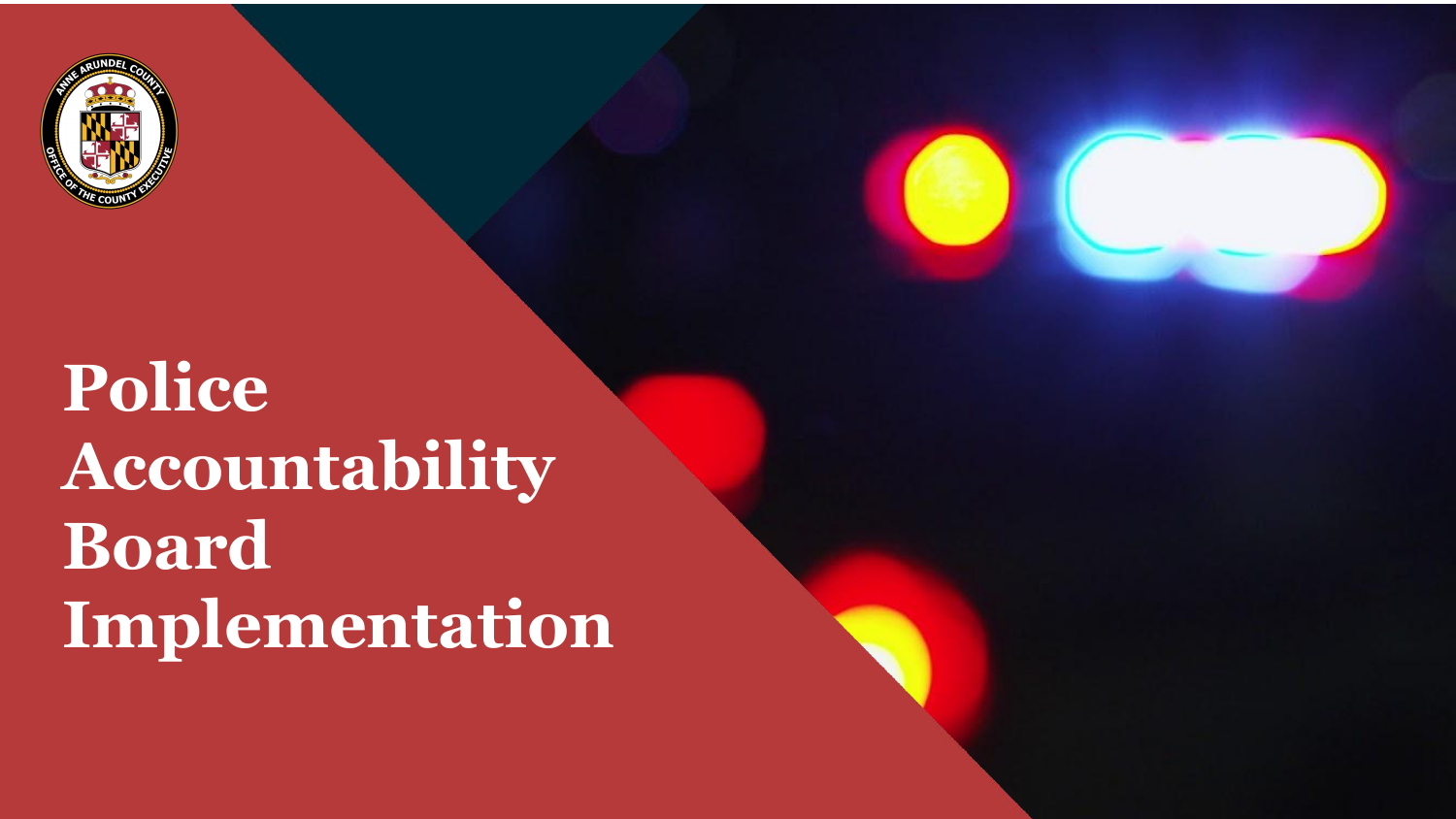# Police Accountability Board Implementation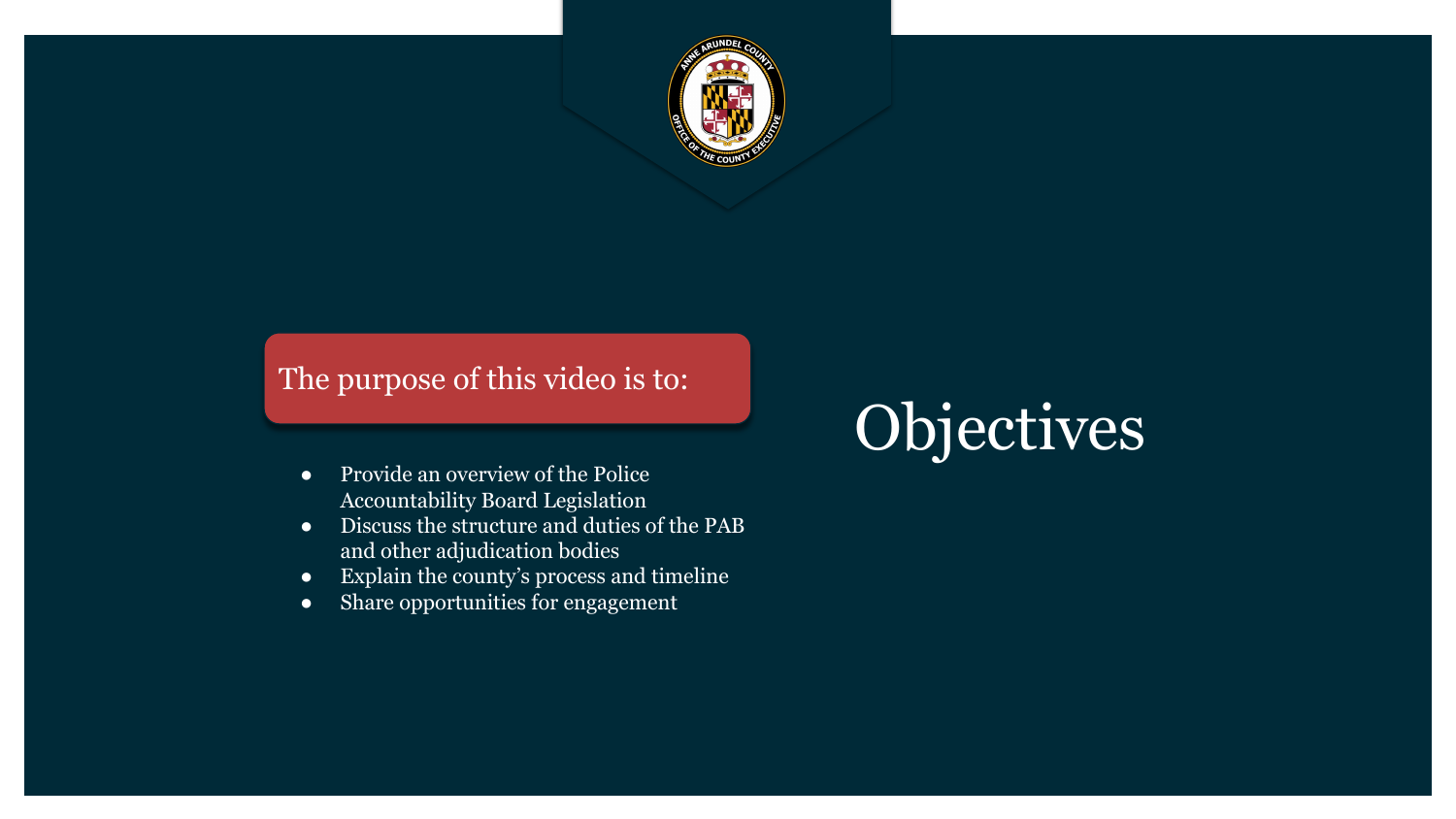# Objectives

The purpose of this video is to:

- Provide an overview of the Police Accountability Board Legislation
- Discuss the structure and duties of the PAB and other adjudication bodies
- Explain the county's process and timeline
- Share opportunities for engagement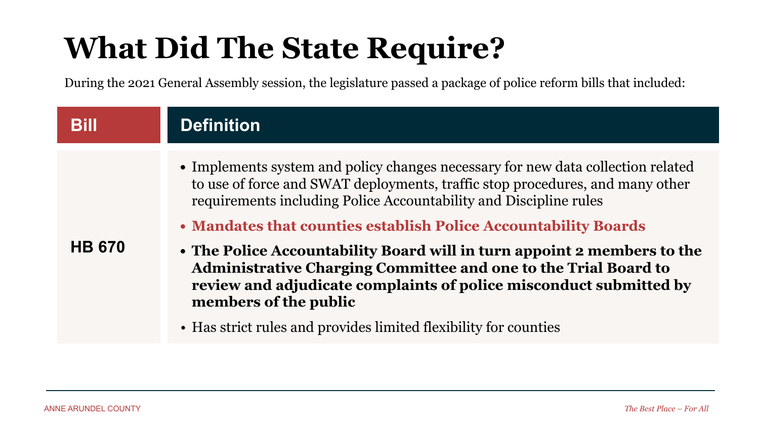# What Did The State Require?

During the 2021 General Assembly session, the legislature passed a package of police reform bills that included:

| Bill | Definition |
| --- | --- |
| HB 670 | • Implements system and policy changes necessary for new data collection related to use of force and SWAT deployments, traffic stop procedures, and many other requirements including Police Accountability and Discipline rules<br>• **Mandates that counties establish Police Accountability Boards**<br>• **The Police Accountability Board will in turn appoint 2 members to the Administrative Charging Committee and one to the Trial Board to review and adjudicate complaints of police misconduct submitted by members of the public**<br>• Has strict rules and provides limited flexibility for counties |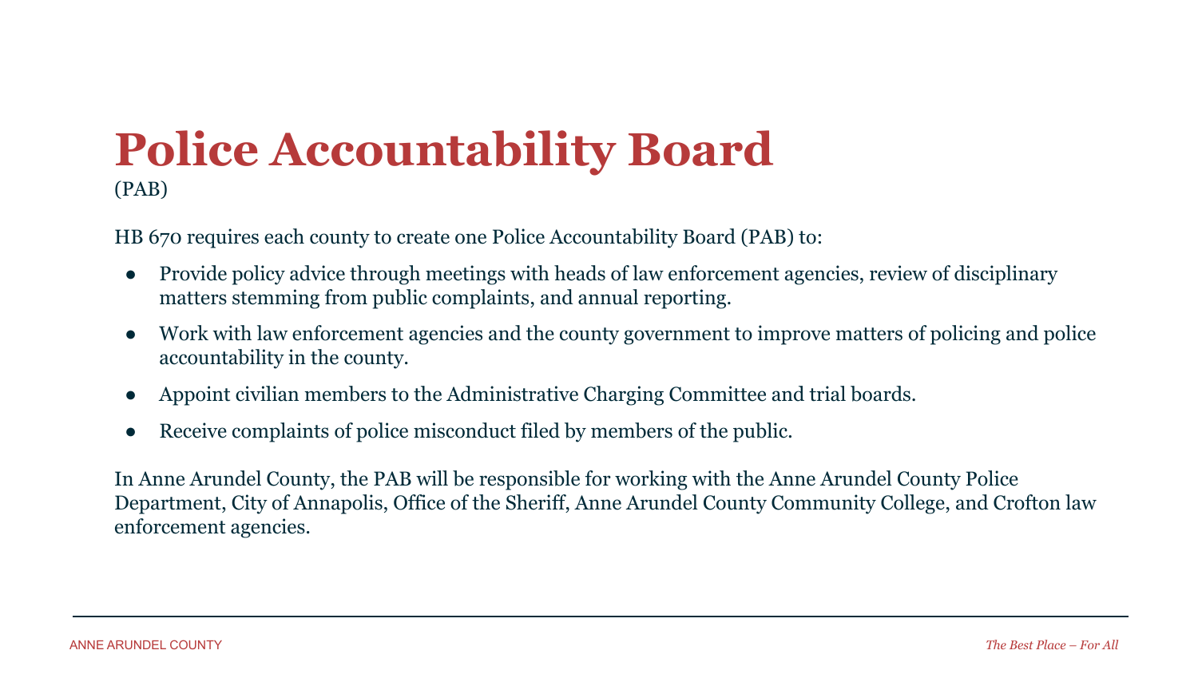# Police Accountability Board

(PAB)

HB 670 requires each county to create one Police Accountability Board (PAB) to:

- Provide policy advice through meetings with heads of law enforcement agencies, review of disciplinary matters stemming from public complaints, and annual reporting.
- Work with law enforcement agencies and the county government to improve matters of policing and police accountability in the county.
- Appoint civilian members to the Administrative Charging Committee and trial boards.
- Receive complaints of police misconduct filed by members of the public.

In Anne Arundel County, the PAB will be responsible for working with the Anne Arundel County Police Department, City of Annapolis, Office of the Sheriff, Anne Arundel County Community College, and Crofton law enforcement agencies.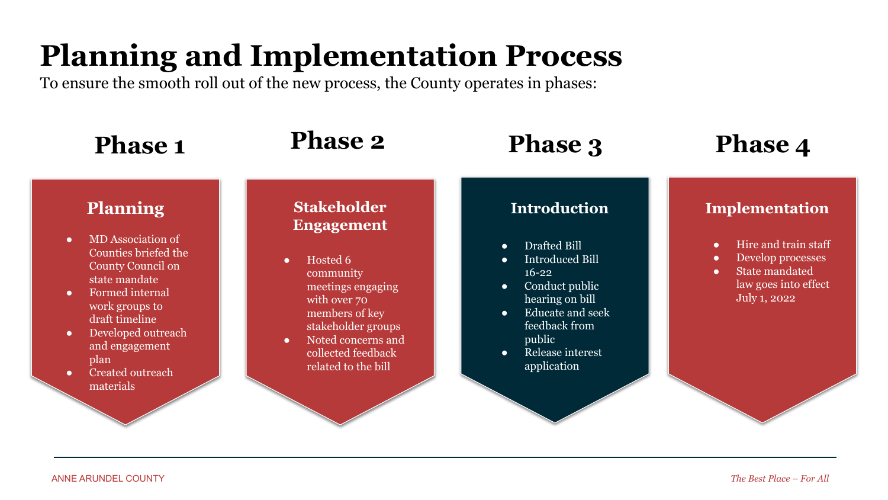# Planning and Implementation Process

To ensure the smooth roll out of the new process, the County operates in phases:

## Phase 1

### Planning

- MD Association of Counties briefed the County Council on state mandate
- Formed internal work groups to draft timeline
- Developed outreach and engagement plan
- Created outreach materials

## Phase 2

### Stakeholder Engagement

- Hosted 6 community meetings engaging with over 70 members of key stakeholder groups
- Noted concerns and collected feedback related to the bill

## Phase 3

### Introduction

- Drafted Bill
- Introduced Bill 16-22
- Conduct public hearing on bill
- Educate and seek feedback from public
- Release interest application

## Phase 4

### Implementation

- Hire and train staff
- Develop processes
- State mandated law goes into effect July 1, 2022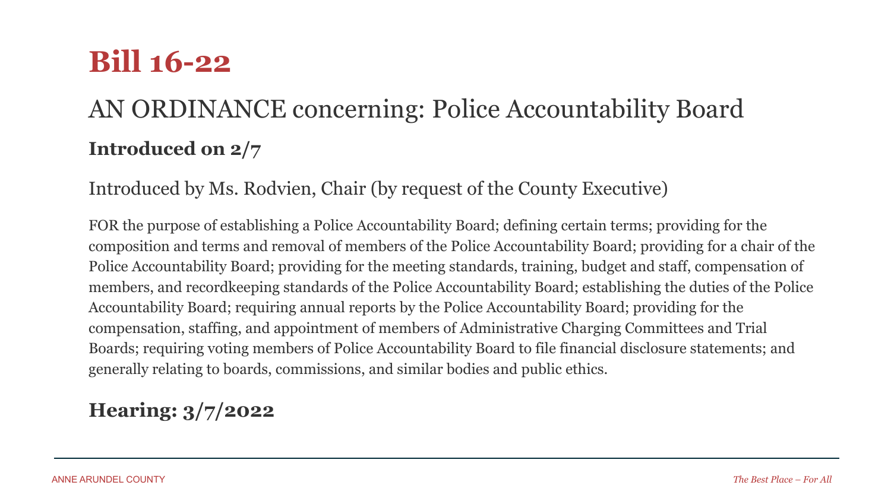# Bill 16-22

## AN ORDINANCE concerning: Police Accountability Board

### Introduced on 2/7

Introduced by Ms. Rodvien, Chair (by request of the County Executive)

FOR the purpose of establishing a Police Accountability Board; defining certain terms; providing for the composition and terms and removal of members of the Police Accountability Board; providing for a chair of the Police Accountability Board; providing for the meeting standards, training, budget and staff, compensation of members, and recordkeeping standards of the Police Accountability Board; establishing the duties of the Police Accountability Board; requiring annual reports by the Police Accountability Board; providing for the compensation, staffing, and appointment of members of Administrative Charging Committees and Trial Boards; requiring voting members of Police Accountability Board to file financial disclosure statements; and generally relating to boards, commissions, and similar bodies and public ethics.

### Hearing: 3/7/2022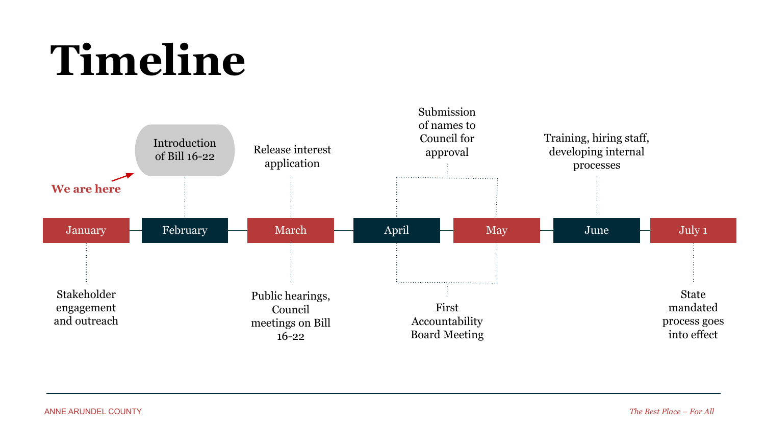# Timeline

**We are here** → Introduction of Bill 16-22

- **January** — Stakeholder engagement and outreach
- **February** — Introduction of Bill 16-22
- **March** — Release interest application; Public hearings, Council meetings on Bill 16-22
- **April – May** — Submission of names to Council for approval; First Accountability Board Meeting
- **June** — Training, hiring staff, developing internal processes
- **July 1** — State mandated process goes into effect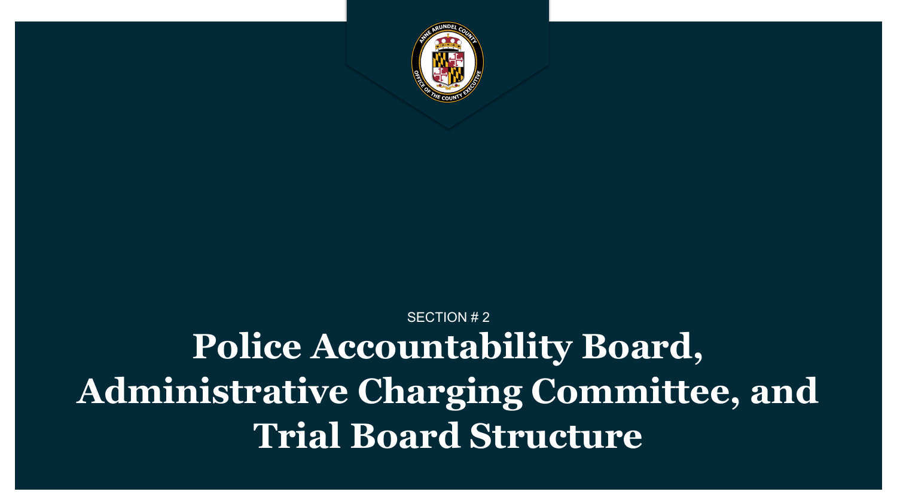SECTION # 2

# Police Accountability Board, Administrative Charging Committee, and Trial Board Structure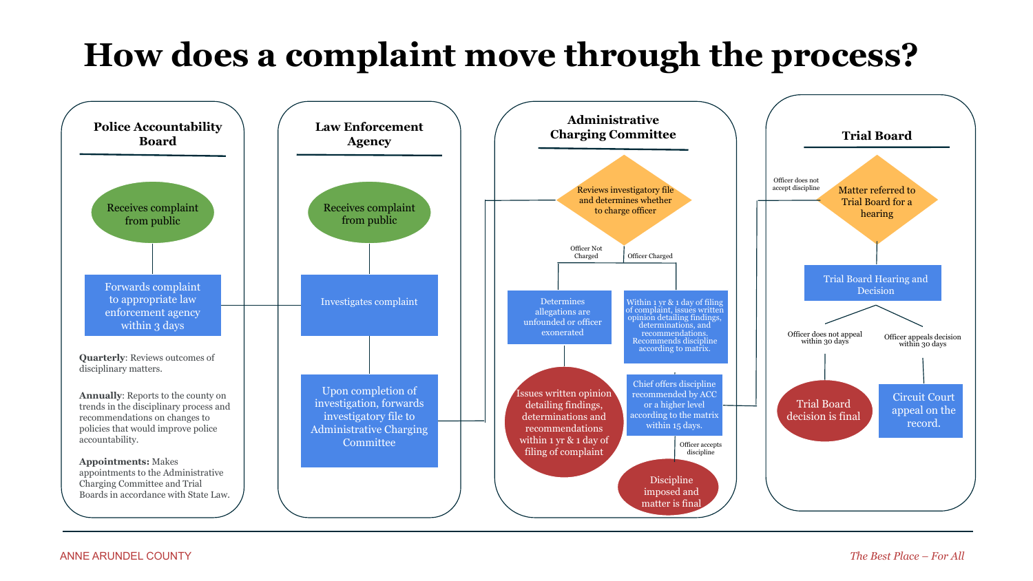# How does a complaint move through the process?

## Police Accountability Board

- Receives complaint from public
- Forwards complaint to appropriate law enforcement agency within 3 days

**Quarterly**: Reviews outcomes of disciplinary matters.

**Annually**: Reports to the county on trends in the disciplinary process and recommendations on changes to policies that would improve police accountability.

**Appointments:** Makes appointments to the Administrative Charging Committee and Trial Boards in accordance with State Law.

## Law Enforcement Agency

- Receives complaint from public
- Investigates complaint
- Upon completion of investigation, forwards investigatory file to Administrative Charging Committee

## Administrative Charging Committee

- Reviews investigatory file and determines whether to charge officer
  - Officer Not Charged
    - Determines allegations are unfounded or officer exonerated
    - Issues written opinion detailing findings, determinations and recommendations within 1 yr & 1 day of filing of complaint
  - Officer Charged
    - Within 1 yr & 1 day of filing of complaint, issues written opinion detailing findings, determinations, and recommendations. Recommends discipline according to matrix.
    - Chief offers discipline recommended by ACC or a higher level according to the matrix within 15 days.
      - Officer accepts discipline
        - Discipline imposed and matter is final
      - Officer does not accept discipline → Trial Board

## Trial Board

- Matter referred to Trial Board for a hearing
- Trial Board Hearing and Decision
  - Officer does not appeal within 30 days
    - Trial Board decision is final
  - Officer appeals decision within 30 days
    - Circuit Court appeal on the record.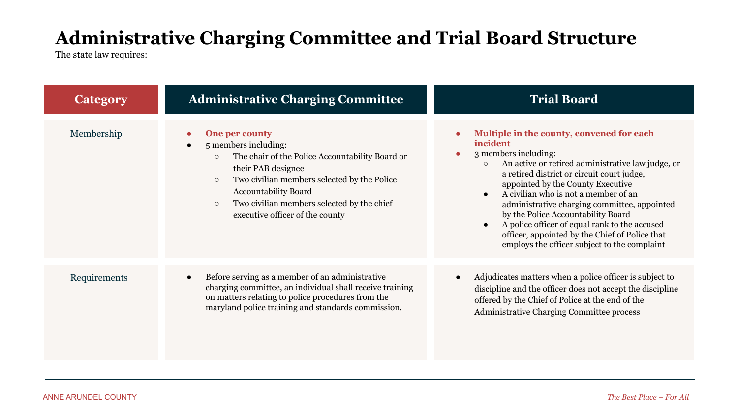# Administrative Charging Committee and Trial Board Structure

The state law requires:

| Category | Administrative Charging Committee | Trial Board |
| --- | --- | --- |
| Membership | • **One per county**<br>• 5 members including:<br>  ○ The chair of the Police Accountability Board or their PAB designee<br>  ○ Two civilian members selected by the Police Accountability Board<br>  ○ Two civilian members selected by the chief executive officer of the county | • **Multiple in the county, convened for each incident**<br>• 3 members including:<br>  ○ An active or retired administrative law judge, or a retired district or circuit court judge, appointed by the County Executive<br>  • A civilian who is not a member of an administrative charging committee, appointed by the Police Accountability Board<br>  • A police officer of equal rank to the accused officer, appointed by the Chief of Police that employs the officer subject to the complaint |
| Requirements | • Before serving as a member of an administrative charging committee, an individual shall receive training on matters relating to police procedures from the maryland police training and standards commission. | • Adjudicates matters when a police officer is subject to discipline and the officer does not accept the discipline offered by the Chief of Police at the end of the Administrative Charging Committee process |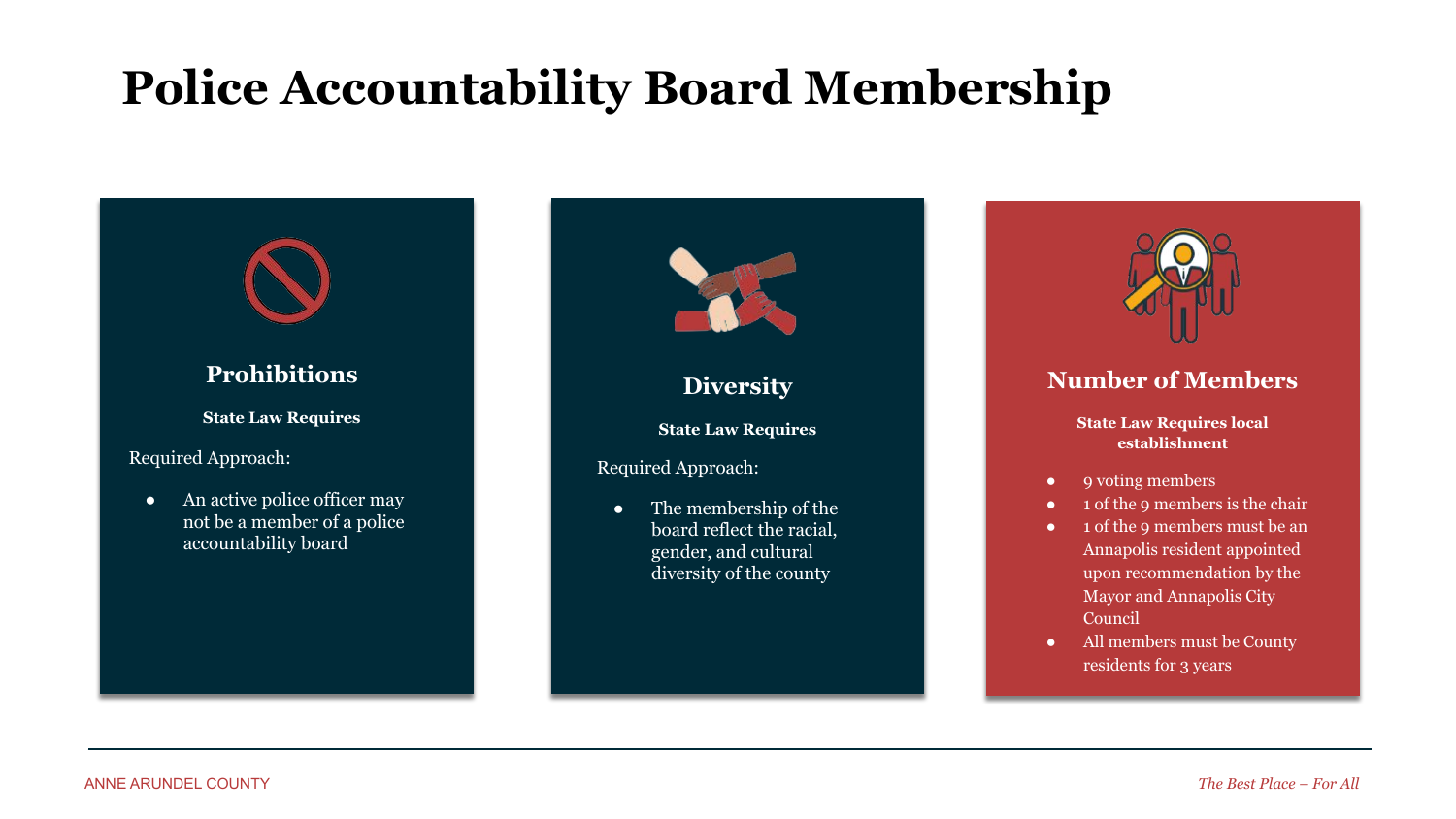# Police Accountability Board Membership

## Prohibitions

**State Law Requires**

Required Approach:

- An active police officer may not be a member of a police accountability board

## Diversity

**State Law Requires**

Required Approach:

- The membership of the board reflect the racial, gender, and cultural diversity of the county

## Number of Members

**State Law Requires local establishment**

- 9 voting members
- 1 of the 9 members is the chair
- 1 of the 9 members must be an Annapolis resident appointed upon recommendation by the Mayor and Annapolis City Council
- All members must be County residents for 3 years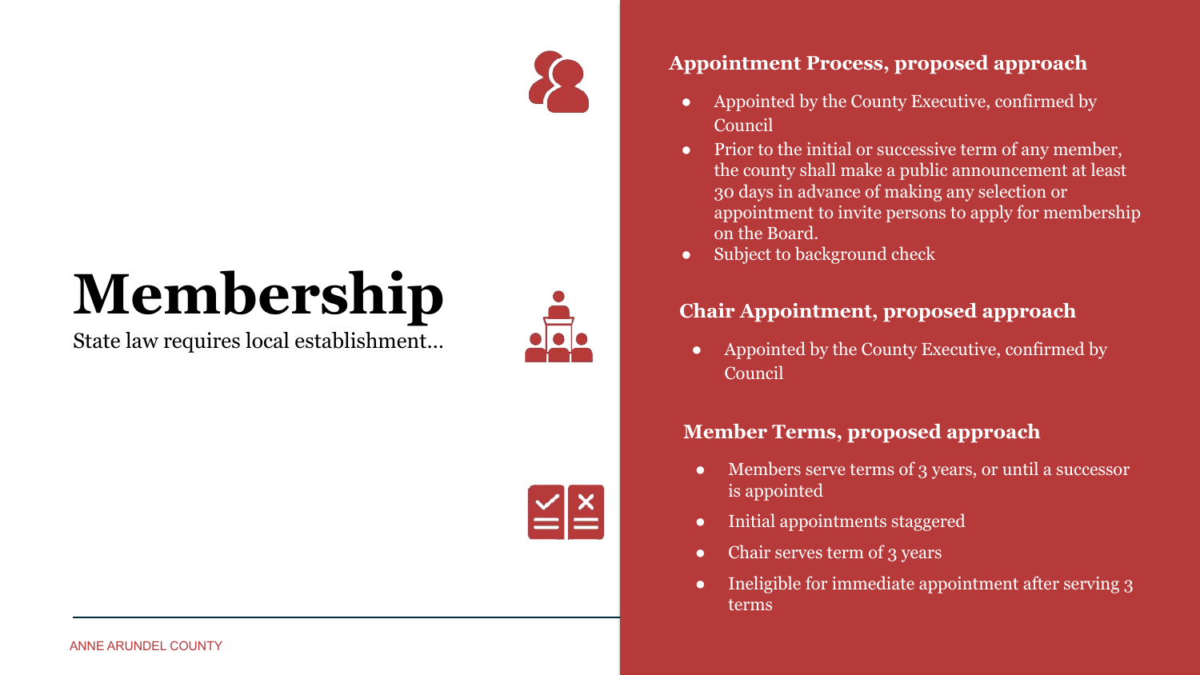# Membership

State law requires local establishment…

### Appointment Process, proposed approach

- Appointed by the County Executive, confirmed by Council
- Prior to the initial or successive term of any member, the county shall make a public announcement at least 30 days in advance of making any selection or appointment to invite persons to apply for membership on the Board.
- Subject to background check

### Chair Appointment, proposed approach

- Appointed by the County Executive, confirmed by Council

### Member Terms, proposed approach

- Members serve terms of 3 years, or until a successor is appointed
- Initial appointments staggered
- Chair serves term of 3 years
- Ineligible for immediate appointment after serving 3 terms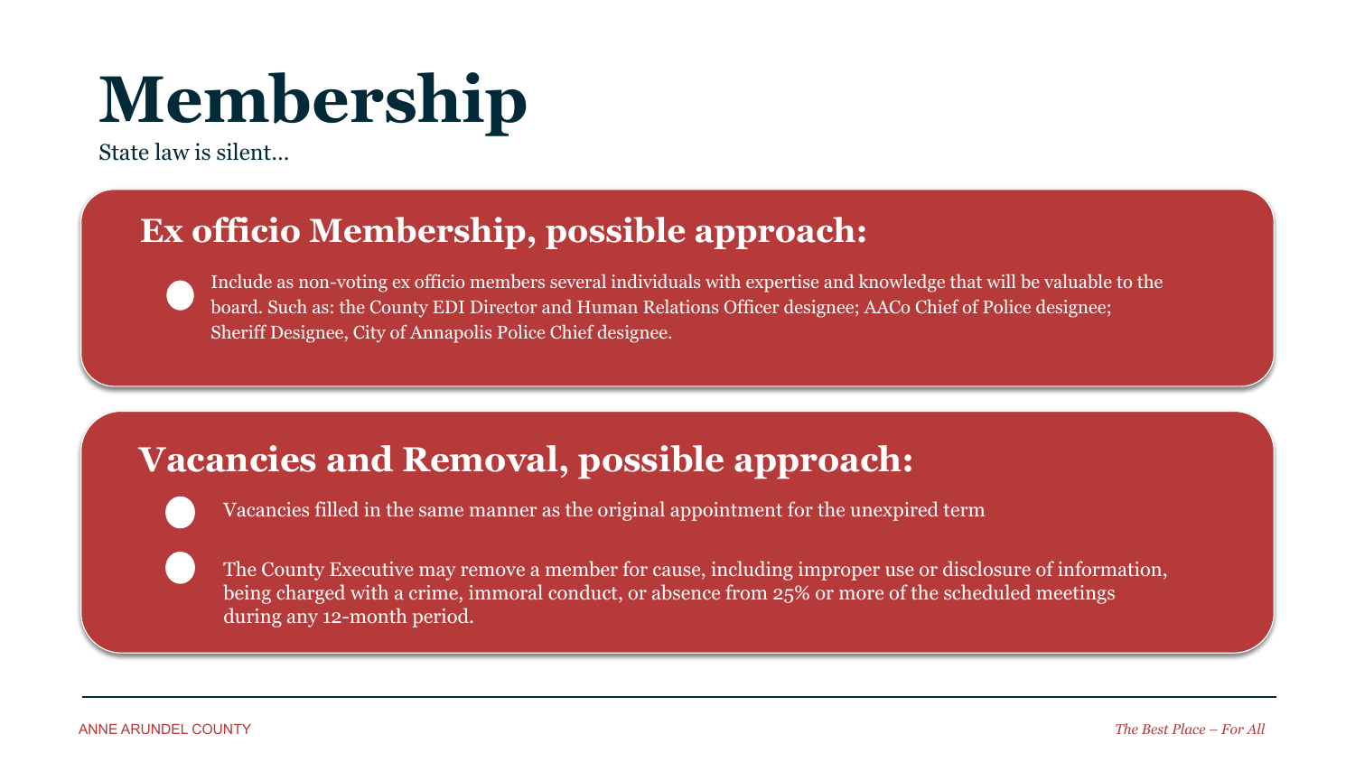# Membership

State law is silent…

## Ex officio Membership, possible approach:

- Include as non-voting ex officio members several individuals with expertise and knowledge that will be valuable to the board. Such as: the County EDI Director and Human Relations Officer designee; AACo Chief of Police designee; Sheriff Designee, City of Annapolis Police Chief designee.

## Vacancies and Removal, possible approach:

- Vacancies filled in the same manner as the original appointment for the unexpired term
- The County Executive may remove a member for cause, including improper use or disclosure of information, being charged with a crime, immoral conduct, or absence from 25% or more of the scheduled meetings during any 12-month period.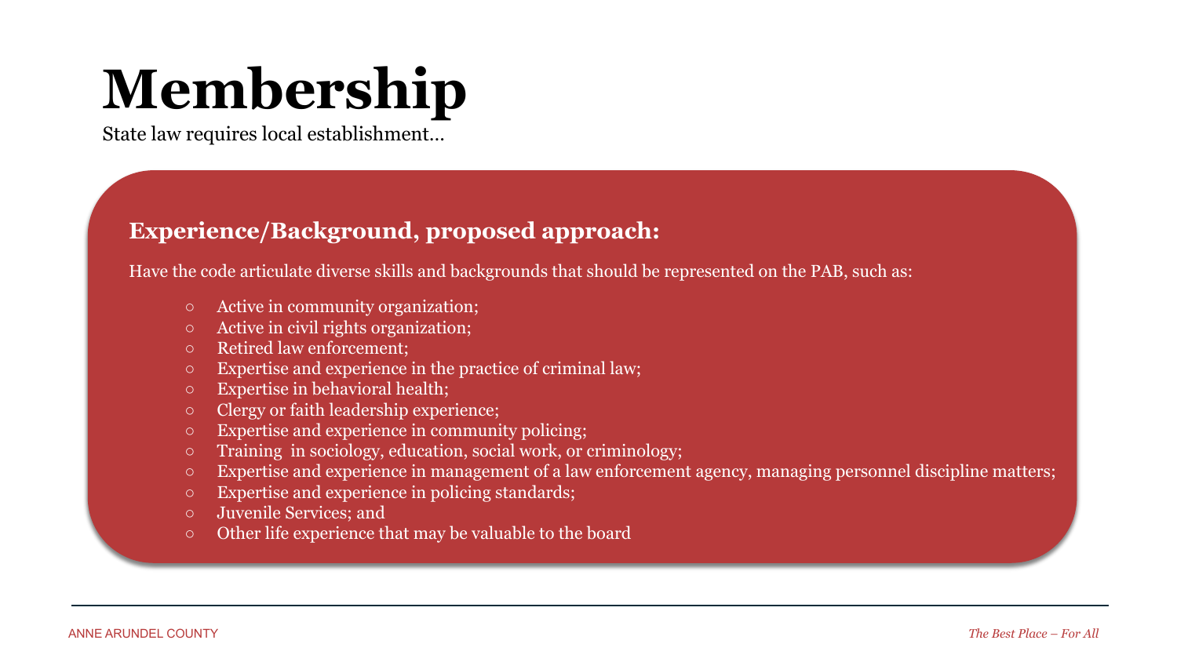# Membership

State law requires local establishment…

### Experience/Background, proposed approach:

Have the code articulate diverse skills and backgrounds that should be represented on the PAB, such as:

- Active in community organization;
- Active in civil rights organization;
- Retired law enforcement;
- Expertise and experience in the practice of criminal law;
- Expertise in behavioral health;
- Clergy or faith leadership experience;
- Expertise and experience in community policing;
- Training in sociology, education, social work, or criminology;
- Expertise and experience in management of a law enforcement agency, managing personnel discipline matters;
- Expertise and experience in policing standards;
- Juvenile Services; and
- Other life experience that may be valuable to the board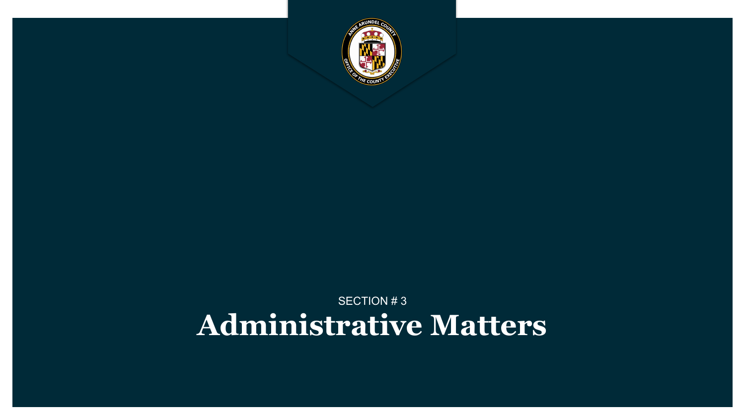SECTION # 3

# Administrative Matters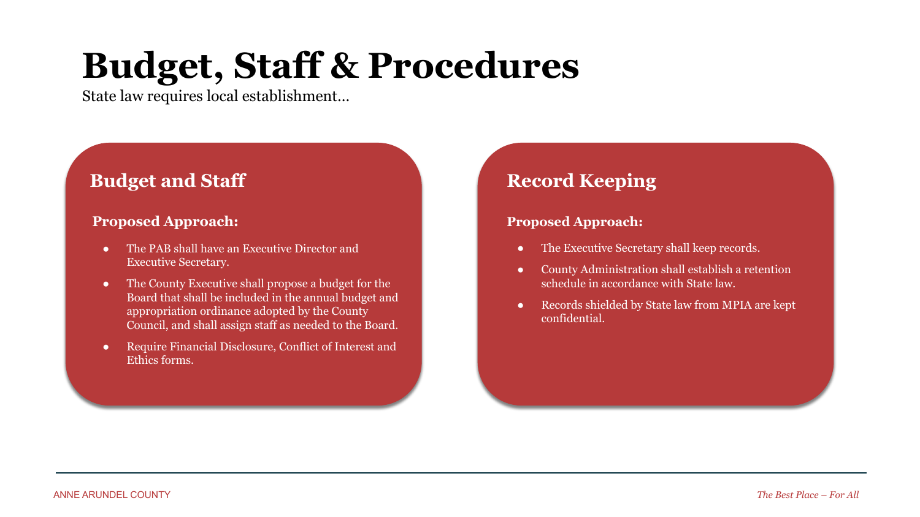# Budget, Staff & Procedures

State law requires local establishment…

## Budget and Staff

**Proposed Approach:**

- The PAB shall have an Executive Director and Executive Secretary.
- The County Executive shall propose a budget for the Board that shall be included in the annual budget and appropriation ordinance adopted by the County Council, and shall assign staff as needed to the Board.
- Require Financial Disclosure, Conflict of Interest and Ethics forms.

## Record Keeping

**Proposed Approach:**

- The Executive Secretary shall keep records.
- County Administration shall establish a retention schedule in accordance with State law.
- Records shielded by State law from MPIA are kept confidential.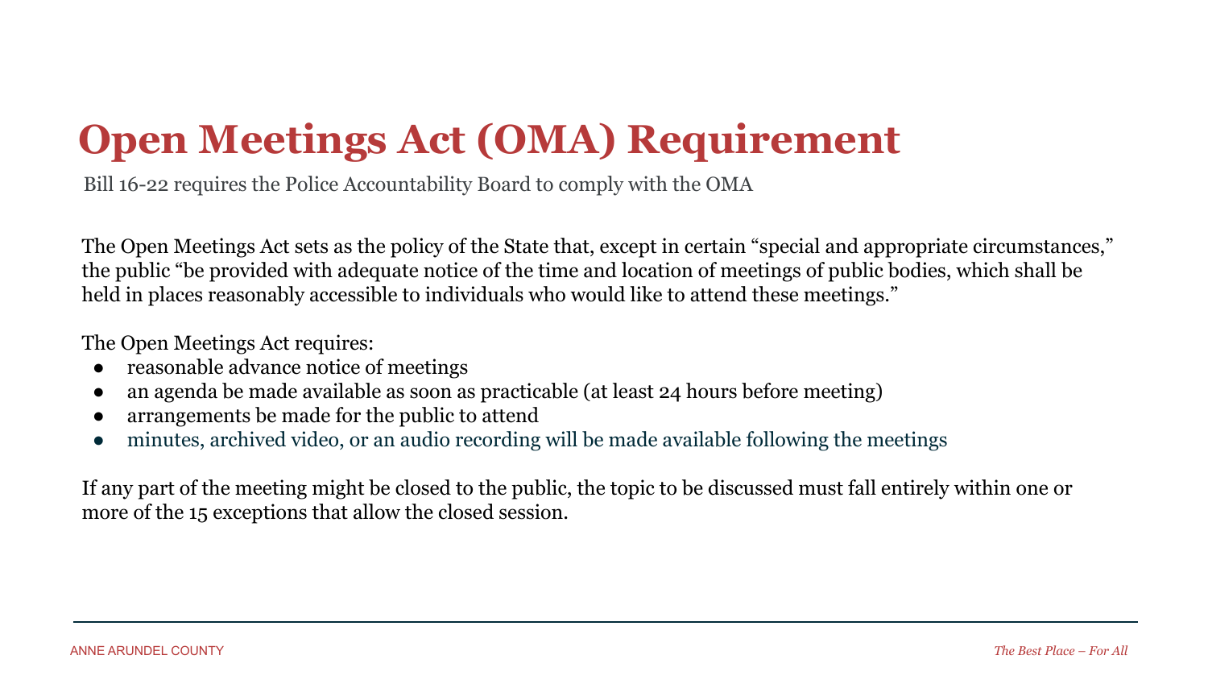# Open Meetings Act (OMA) Requirement

Bill 16-22 requires the Police Accountability Board to comply with the OMA

The Open Meetings Act sets as the policy of the State that, except in certain "special and appropriate circumstances," the public "be provided with adequate notice of the time and location of meetings of public bodies, which shall be held in places reasonably accessible to individuals who would like to attend these meetings."

The Open Meetings Act requires:

- reasonable advance notice of meetings
- an agenda be made available as soon as practicable (at least 24 hours before meeting)
- arrangements be made for the public to attend
- minutes, archived video, or an audio recording will be made available following the meetings

If any part of the meeting might be closed to the public, the topic to be discussed must fall entirely within one or more of the 15 exceptions that allow the closed session.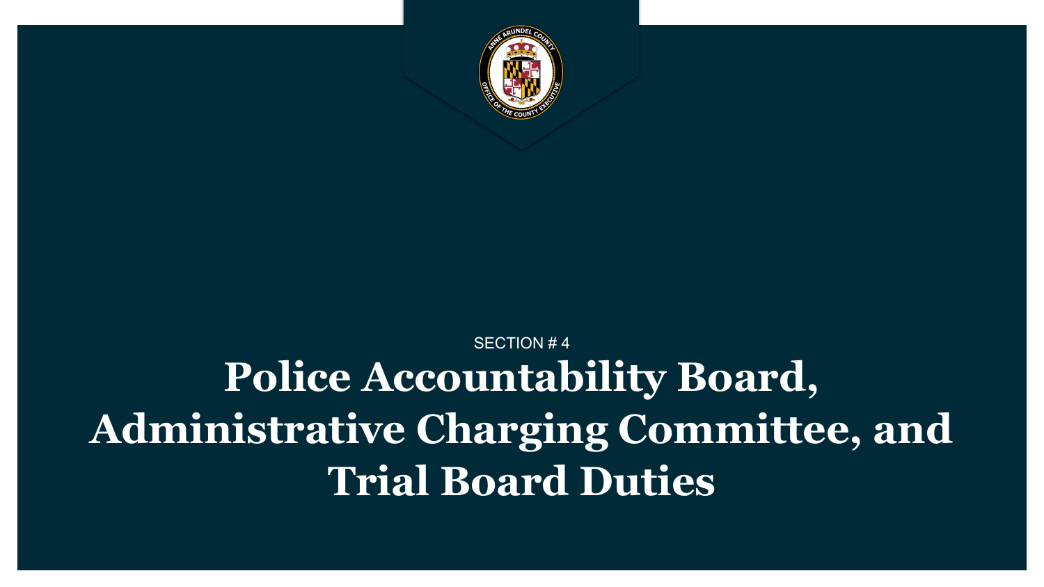SECTION # 4

# Police Accountability Board, Administrative Charging Committee, and Trial Board Duties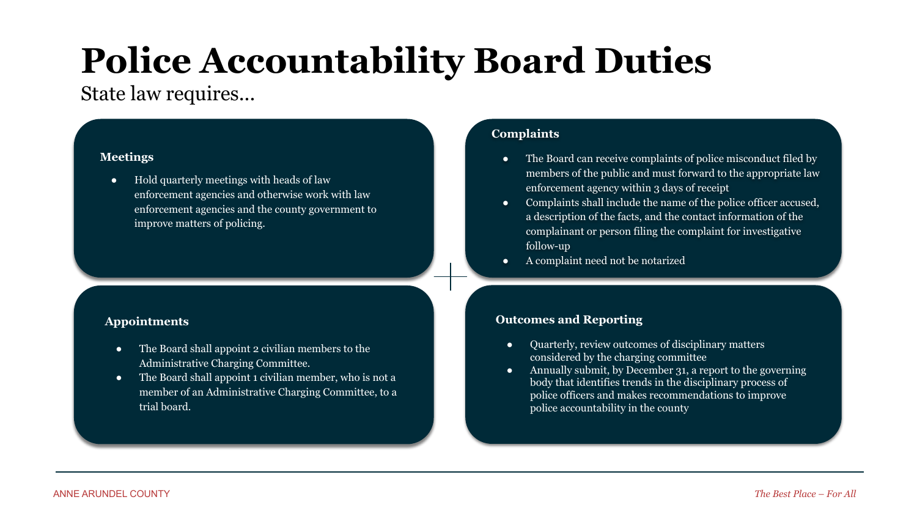# Police Accountability Board Duties

State law requires...

### Meetings

- Hold quarterly meetings with heads of law enforcement agencies and otherwise work with law enforcement agencies and the county government to improve matters of policing.

### Complaints

- The Board can receive complaints of police misconduct filed by members of the public and must forward to the appropriate law enforcement agency within 3 days of receipt
- Complaints shall include the name of the police officer accused, a description of the facts, and the contact information of the complainant or person filing the complaint for investigative follow-up
- A complaint need not be notarized

### Appointments

- The Board shall appoint 2 civilian members to the Administrative Charging Committee.
- The Board shall appoint 1 civilian member, who is not a member of an Administrative Charging Committee, to a trial board.

### Outcomes and Reporting

- Quarterly, review outcomes of disciplinary matters considered by the charging committee
- Annually submit, by December 31, a report to the governing body that identifies trends in the disciplinary process of police officers and makes recommendations to improve police accountability in the county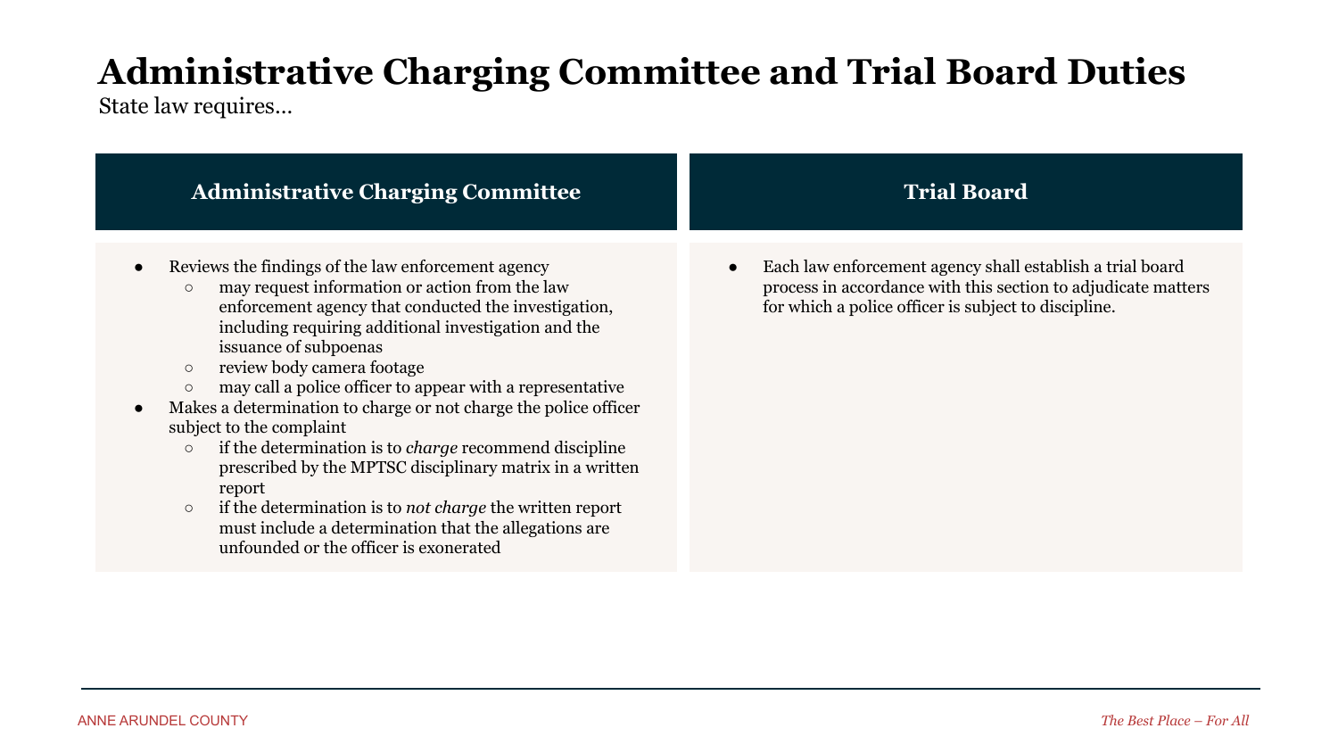# Administrative Charging Committee and Trial Board Duties

State law requires…

## Administrative Charging Committee

- Reviews the findings of the law enforcement agency
  - may request information or action from the law enforcement agency that conducted the investigation, including requiring additional investigation and the issuance of subpoenas
  - review body camera footage
  - may call a police officer to appear with a representative
- Makes a determination to charge or not charge the police officer subject to the complaint
  - if the determination is to *charge* recommend discipline prescribed by the MPTSC disciplinary matrix in a written report
  - if the determination is to *not charge* the written report must include a determination that the allegations are unfounded or the officer is exonerated

## Trial Board

- Each law enforcement agency shall establish a trial board process in accordance with this section to adjudicate matters for which a police officer is subject to discipline.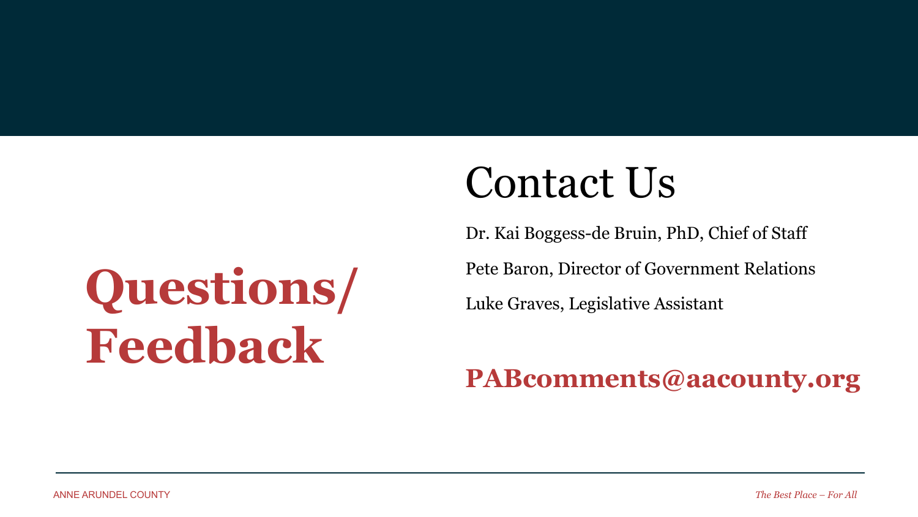# Questions/ Feedback

## Contact Us

Dr. Kai Boggess-de Bruin, PhD, Chief of Staff

Pete Baron, Director of Government Relations

Luke Graves, Legislative Assistant

**PABcomments@aacounty.org**